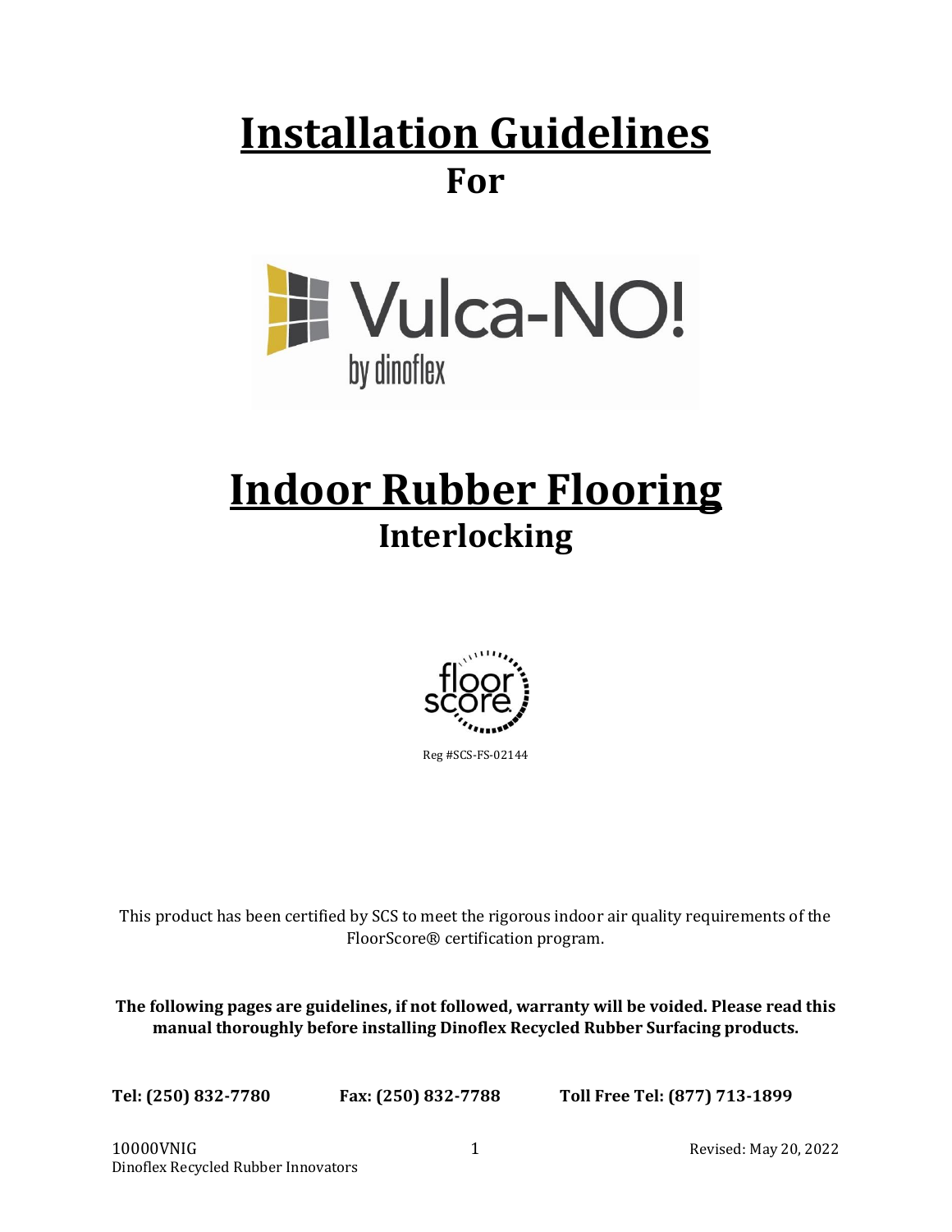# Installation Guidelines

## For

Vulca-NO!

by dinoflex

# Indoor Rubber Flooring

## Interlocking

Reg #SCS-FS-02144

This product has been certified by SCS to meet the rigorous indoor air quality requirements of the FloorScore® certification program.

**The following pages are guidelines, if not followed, warranty will be voided. Please read this manual thoroughly before installing Dinoflex Recycled Rubber Surfacing products.**

**Tel: (250) 832-7780 Fax: (250) 832-7788 Toll Free Tel: (877) 713-1899**

10000VNIG
Dinoflex Recycled Rubber Innovators

Revised: May 20, 2022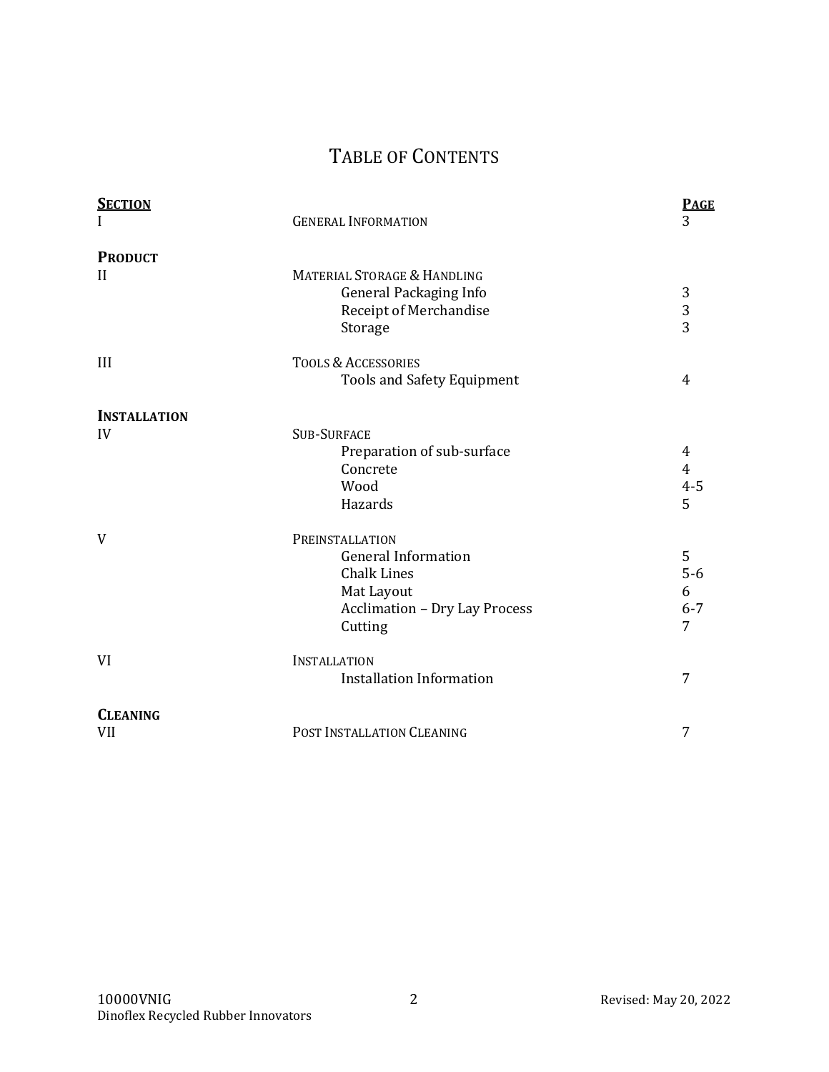# Table of Contents

| Section | | Page |
|---|---|---|
| I | General Information | 3 |
| **Product** | | |
| II | Material Storage & Handling | |
| | General Packaging Info | 3 |
| | Receipt of Merchandise | 3 |
| | Storage | 3 |
| III | Tools & Accessories | |
| | Tools and Safety Equipment | 4 |
| **Installation** | | |
| IV | Sub-Surface | |
| | Preparation of sub-surface | 4 |
| | Concrete | 4 |
| | Wood | 4-5 |
| | Hazards | 5 |
| V | Preinstallation | |
| | General Information | 5 |
| | Chalk Lines | 5-6 |
| | Mat Layout | 6 |
| | Acclimation – Dry Lay Process | 6-7 |
| | Cutting | 7 |
| VI | Installation | |
| | Installation Information | 7 |
| **Cleaning** | | |
| VII | Post Installation Cleaning | 7 |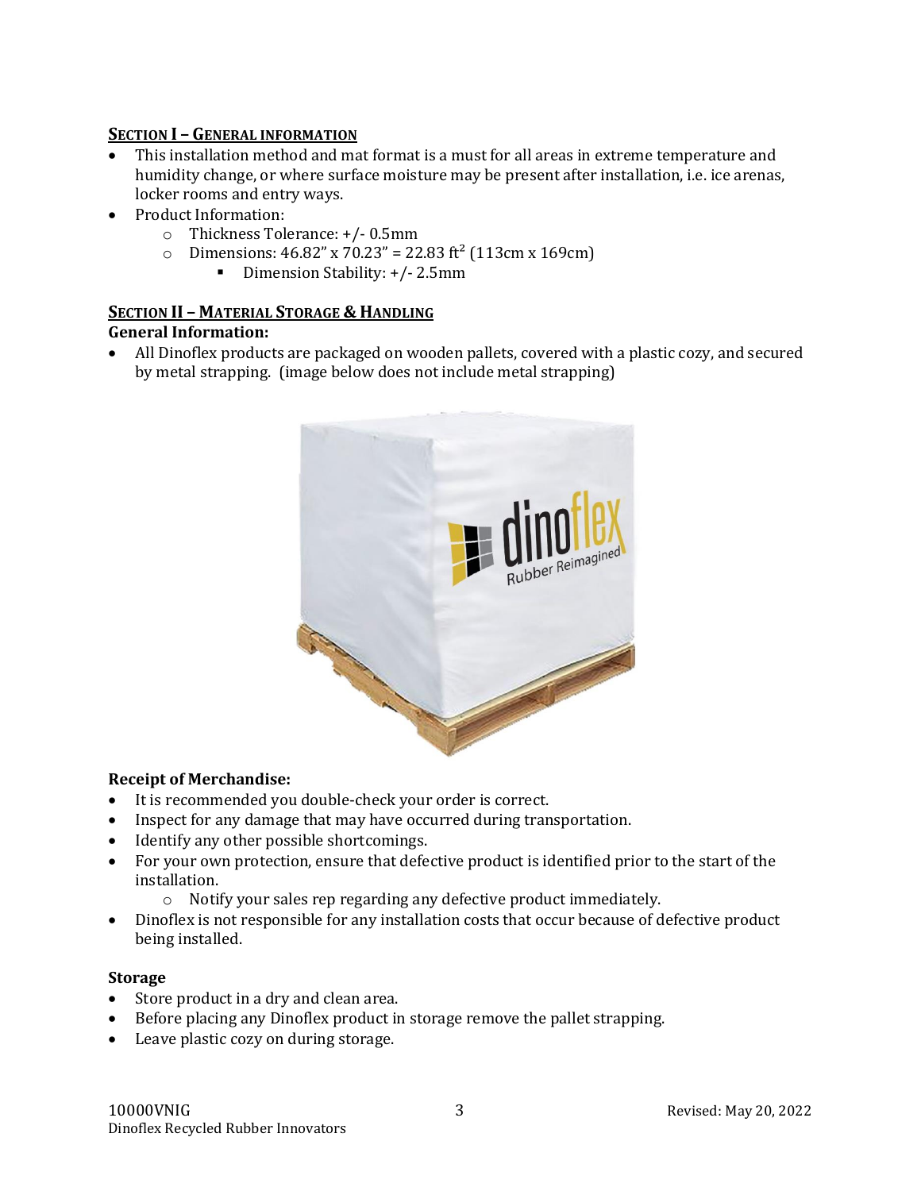## SECTION I – GENERAL INFORMATION

- This installation method and mat format is a must for all areas in extreme temperature and humidity change, or where surface moisture may be present after installation, i.e. ice arenas, locker rooms and entry ways.
- Product Information:
  - Thickness Tolerance: +/- 0.5mm
  - Dimensions: 46.82" x 70.23" = 22.83 ft² (113cm x 169cm)
    - Dimension Stability: +/- 2.5mm

## SECTION II – MATERIAL STORAGE & HANDLING

### General Information:

- All Dinoflex products are packaged on wooden pallets, covered with a plastic cozy, and secured by metal strapping. (image below does not include metal strapping)

### Receipt of Merchandise:

- It is recommended you double-check your order is correct.
- Inspect for any damage that may have occurred during transportation.
- Identify any other possible shortcomings.
- For your own protection, ensure that defective product is identified prior to the start of the installation.
  - Notify your sales rep regarding any defective product immediately.
- Dinoflex is not responsible for any installation costs that occur because of defective product being installed.

### Storage

- Store product in a dry and clean area.
- Before placing any Dinoflex product in storage remove the pallet strapping.
- Leave plastic cozy on during storage.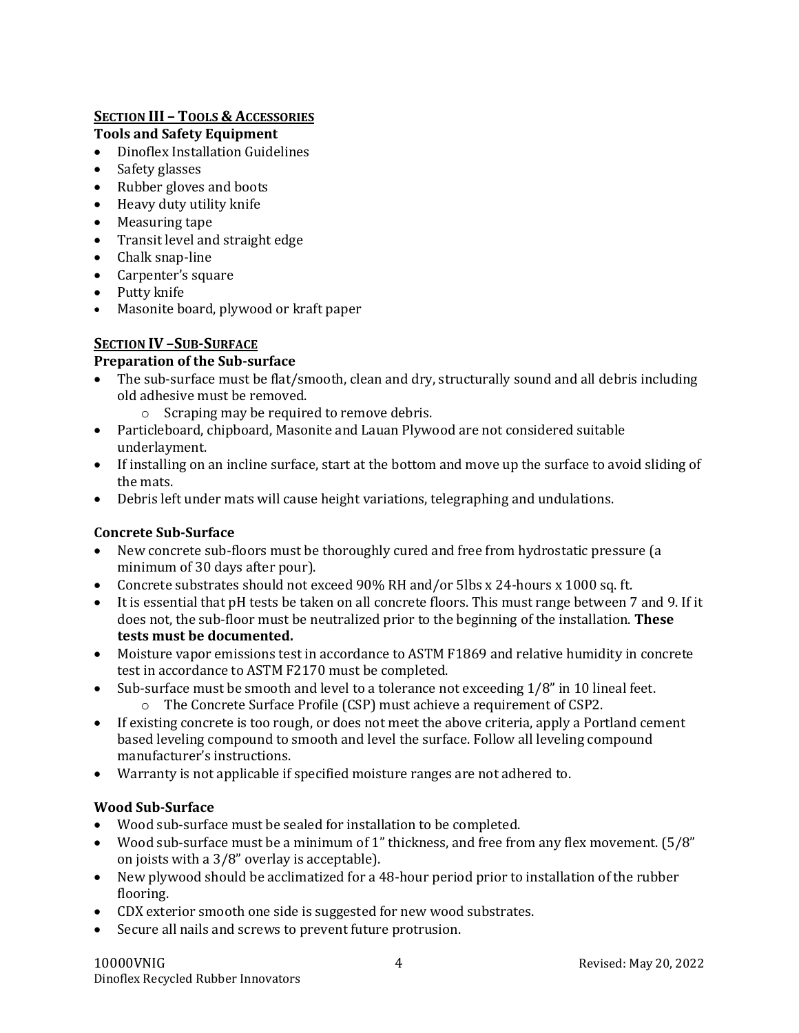## SECTION III – TOOLS & ACCESSORIES

### Tools and Safety Equipment

- Dinoflex Installation Guidelines
- Safety glasses
- Rubber gloves and boots
- Heavy duty utility knife
- Measuring tape
- Transit level and straight edge
- Chalk snap-line
- Carpenter's square
- Putty knife
- Masonite board, plywood or kraft paper

## SECTION IV –SUB-SURFACE

### Preparation of the Sub-surface

- The sub-surface must be flat/smooth, clean and dry, structurally sound and all debris including old adhesive must be removed.
  - Scraping may be required to remove debris.
- Particleboard, chipboard, Masonite and Lauan Plywood are not considered suitable underlayment.
- If installing on an incline surface, start at the bottom and move up the surface to avoid sliding of the mats.
- Debris left under mats will cause height variations, telegraphing and undulations.

### Concrete Sub-Surface

- New concrete sub-floors must be thoroughly cured and free from hydrostatic pressure (a minimum of 30 days after pour).
- Concrete substrates should not exceed 90% RH and/or 5lbs x 24-hours x 1000 sq. ft.
- It is essential that pH tests be taken on all concrete floors. This must range between 7 and 9. If it does not, the sub-floor must be neutralized prior to the beginning of the installation. **These tests must be documented.**
- Moisture vapor emissions test in accordance to ASTM F1869 and relative humidity in concrete test in accordance to ASTM F2170 must be completed.
- Sub-surface must be smooth and level to a tolerance not exceeding 1/8" in 10 lineal feet.
  - The Concrete Surface Profile (CSP) must achieve a requirement of CSP2.
- If existing concrete is too rough, or does not meet the above criteria, apply a Portland cement based leveling compound to smooth and level the surface. Follow all leveling compound manufacturer's instructions.
- Warranty is not applicable if specified moisture ranges are not adhered to.

### Wood Sub-Surface

- Wood sub-surface must be sealed for installation to be completed.
- Wood sub-surface must be a minimum of 1" thickness, and free from any flex movement. (5/8" on joists with a 3/8" overlay is acceptable).
- New plywood should be acclimatized for a 48-hour period prior to installation of the rubber flooring.
- CDX exterior smooth one side is suggested for new wood substrates.
- Secure all nails and screws to prevent future protrusion.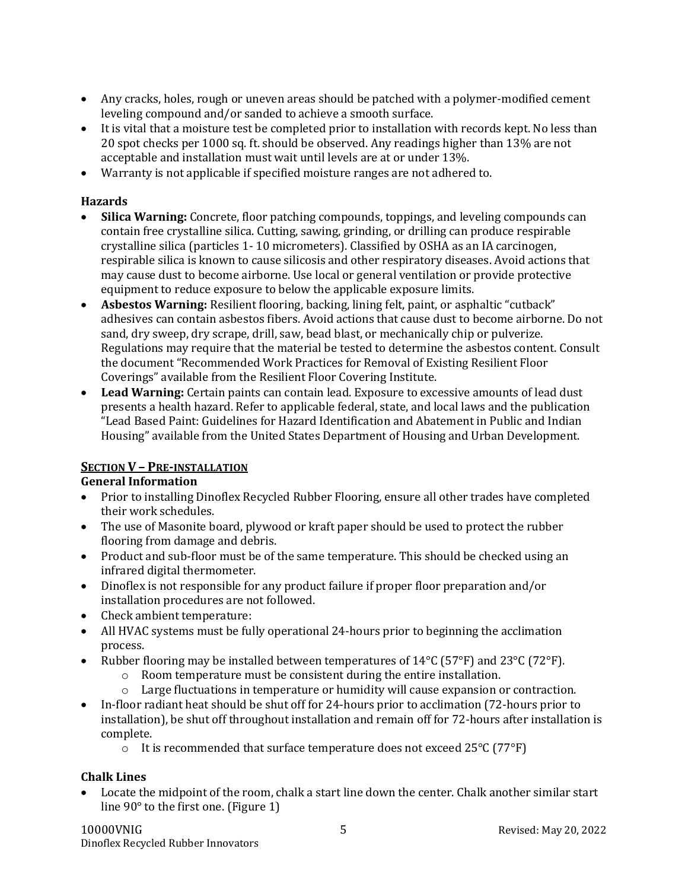- Any cracks, holes, rough or uneven areas should be patched with a polymer-modified cement leveling compound and/or sanded to achieve a smooth surface.
- It is vital that a moisture test be completed prior to installation with records kept. No less than 20 spot checks per 1000 sq. ft. should be observed. Any readings higher than 13% are not acceptable and installation must wait until levels are at or under 13%.
- Warranty is not applicable if specified moisture ranges are not adhered to.

### Hazards

- **Silica Warning:** Concrete, floor patching compounds, toppings, and leveling compounds can contain free crystalline silica. Cutting, sawing, grinding, or drilling can produce respirable crystalline silica (particles 1- 10 micrometers). Classified by OSHA as an IA carcinogen, respirable silica is known to cause silicosis and other respiratory diseases. Avoid actions that may cause dust to become airborne. Use local or general ventilation or provide protective equipment to reduce exposure to below the applicable exposure limits.
- **Asbestos Warning:** Resilient flooring, backing, lining felt, paint, or asphaltic "cutback" adhesives can contain asbestos fibers. Avoid actions that cause dust to become airborne. Do not sand, dry sweep, dry scrape, drill, saw, bead blast, or mechanically chip or pulverize. Regulations may require that the material be tested to determine the asbestos content. Consult the document "Recommended Work Practices for Removal of Existing Resilient Floor Coverings" available from the Resilient Floor Covering Institute.
- **Lead Warning:** Certain paints can contain lead. Exposure to excessive amounts of lead dust presents a health hazard. Refer to applicable federal, state, and local laws and the publication "Lead Based Paint: Guidelines for Hazard Identification and Abatement in Public and Indian Housing" available from the United States Department of Housing and Urban Development.

## SECTION V – PRE-INSTALLATION

### General Information

- Prior to installing Dinoflex Recycled Rubber Flooring, ensure all other trades have completed their work schedules.
- The use of Masonite board, plywood or kraft paper should be used to protect the rubber flooring from damage and debris.
- Product and sub-floor must be of the same temperature. This should be checked using an infrared digital thermometer.
- Dinoflex is not responsible for any product failure if proper floor preparation and/or installation procedures are not followed.
- Check ambient temperature:
- All HVAC systems must be fully operational 24-hours prior to beginning the acclimation process.
- Rubber flooring may be installed between temperatures of 14°C (57°F) and 23°C (72°F).
  - Room temperature must be consistent during the entire installation.
  - Large fluctuations in temperature or humidity will cause expansion or contraction.
- In-floor radiant heat should be shut off for 24-hours prior to acclimation (72-hours prior to installation), be shut off throughout installation and remain off for 72-hours after installation is complete.
  - It is recommended that surface temperature does not exceed 25°C (77°F)

### Chalk Lines

- Locate the midpoint of the room, chalk a start line down the center. Chalk another similar start line 90° to the first one. (Figure 1)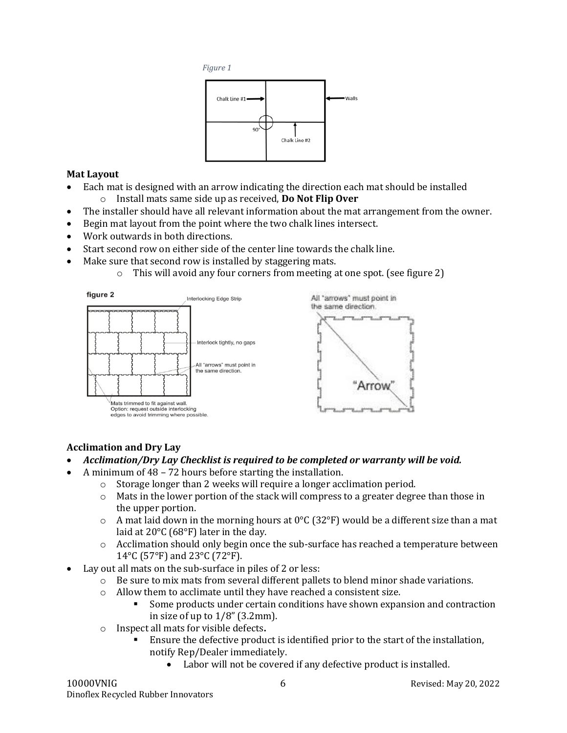*Figure 1*

Chalk Line #1

Walls

90°

Chalk Line #2

**Mat Layout**

- Each mat is designed with an arrow indicating the direction each mat should be installed
  - Install mats same side up as received, **Do Not Flip Over**
- The installer should have all relevant information about the mat arrangement from the owner.
- Begin mat layout from the point where the two chalk lines intersect.
- Work outwards in both directions.
- Start second row on either side of the center line towards the chalk line.
- Make sure that second row is installed by staggering mats.
  - This will avoid any four corners from meeting at one spot. (see figure 2)

**figure 2**

Interlocking Edge Strip

Interlock tightly, no gaps

All "arrows" must point in the same direction.

Mats trimmed to fit against wall. Option: request outside interlocking edges to avoid trimming where possible.

All "arrows" must point in the same direction.

"Arrow"

**Acclimation and Dry Lay**

- ***Acclimation/Dry Lay Checklist is required to be completed or warranty will be void.***
- A minimum of 48 – 72 hours before starting the installation.
  - Storage longer than 2 weeks will require a longer acclimation period.
  - Mats in the lower portion of the stack will compress to a greater degree than those in the upper portion.
  - A mat laid down in the morning hours at 0°C (32°F) would be a different size than a mat laid at 20°C (68°F) later in the day.
  - Acclimation should only begin once the sub-surface has reached a temperature between 14°C (57°F) and 23°C (72°F).
- Lay out all mats on the sub-surface in piles of 2 or less:
  - Be sure to mix mats from several different pallets to blend minor shade variations.
  - Allow them to acclimate until they have reached a consistent size.
    - Some products under certain conditions have shown expansion and contraction in size of up to 1/8" (3.2mm).
  - Inspect all mats for visible defects**.**
    - Ensure the defective product is identified prior to the start of the installation, notify Rep/Dealer immediately.
      - Labor will not be covered if any defective product is installed.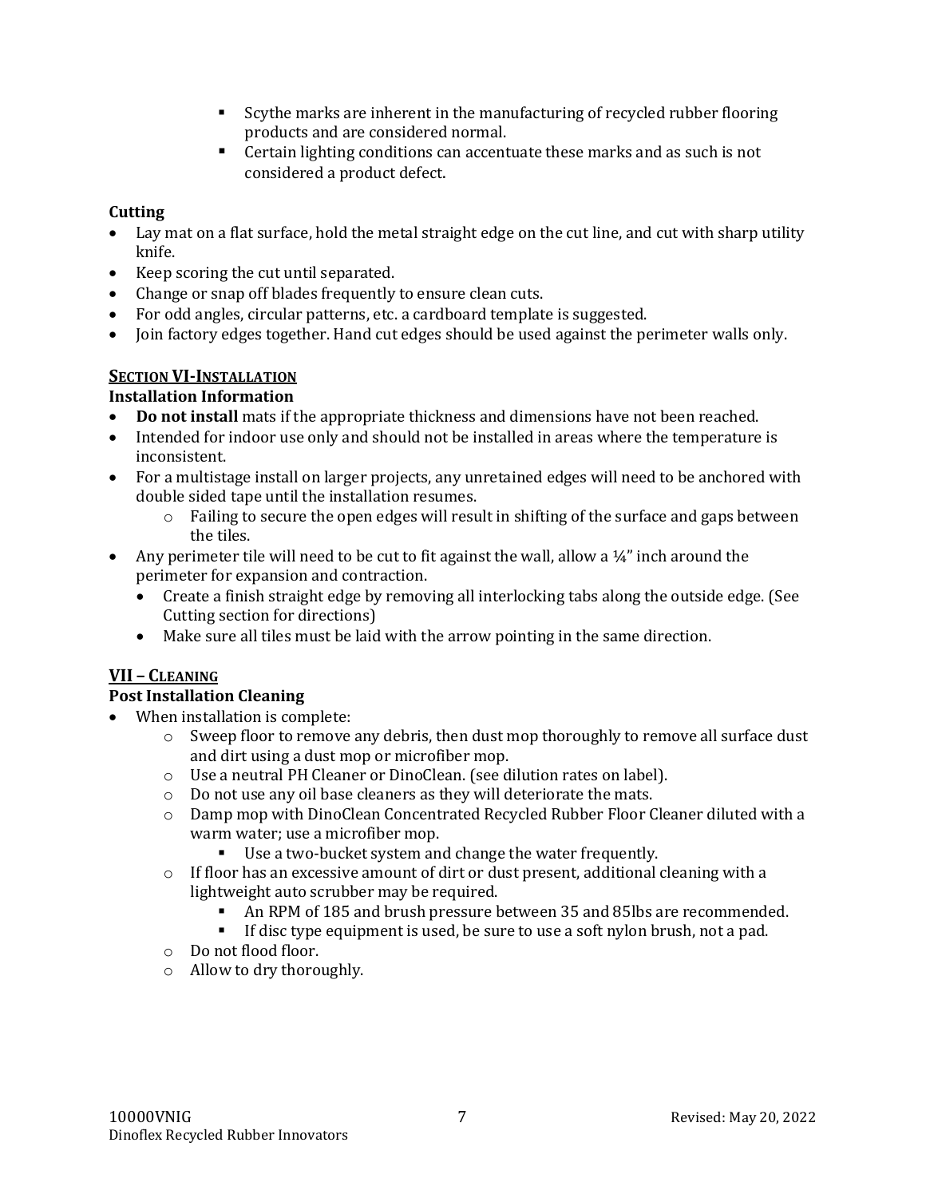- Scythe marks are inherent in the manufacturing of recycled rubber flooring products and are considered normal.
    - Certain lighting conditions can accentuate these marks and as such is not considered a product defect.

**Cutting**

- Lay mat on a flat surface, hold the metal straight edge on the cut line, and cut with sharp utility knife.
- Keep scoring the cut until separated.
- Change or snap off blades frequently to ensure clean cuts.
- For odd angles, circular patterns, etc. a cardboard template is suggested.
- Join factory edges together. Hand cut edges should be used against the perimeter walls only.

## SECTION VI-INSTALLATION

**Installation Information**

- **Do not install** mats if the appropriate thickness and dimensions have not been reached.
- Intended for indoor use only and should not be installed in areas where the temperature is inconsistent.
- For a multistage install on larger projects, any unretained edges will need to be anchored with double sided tape until the installation resumes.
  - Failing to secure the open edges will result in shifting of the surface and gaps between the tiles.
- Any perimeter tile will need to be cut to fit against the wall, allow a ¼" inch around the perimeter for expansion and contraction.
  - Create a finish straight edge by removing all interlocking tabs along the outside edge. (See Cutting section for directions)
  - Make sure all tiles must be laid with the arrow pointing in the same direction.

## VII – CLEANING

**Post Installation Cleaning**

- When installation is complete:
  - Sweep floor to remove any debris, then dust mop thoroughly to remove all surface dust and dirt using a dust mop or microfiber mop.
  - Use a neutral PH Cleaner or DinoClean. (see dilution rates on label).
  - Do not use any oil base cleaners as they will deteriorate the mats.
  - Damp mop with DinoClean Concentrated Recycled Rubber Floor Cleaner diluted with a warm water; use a microfiber mop.
    - Use a two-bucket system and change the water frequently.
  - If floor has an excessive amount of dirt or dust present, additional cleaning with a lightweight auto scrubber may be required.
    - An RPM of 185 and brush pressure between 35 and 85lbs are recommended.
    - If disc type equipment is used, be sure to use a soft nylon brush, not a pad.
  - Do not flood floor.
  - Allow to dry thoroughly.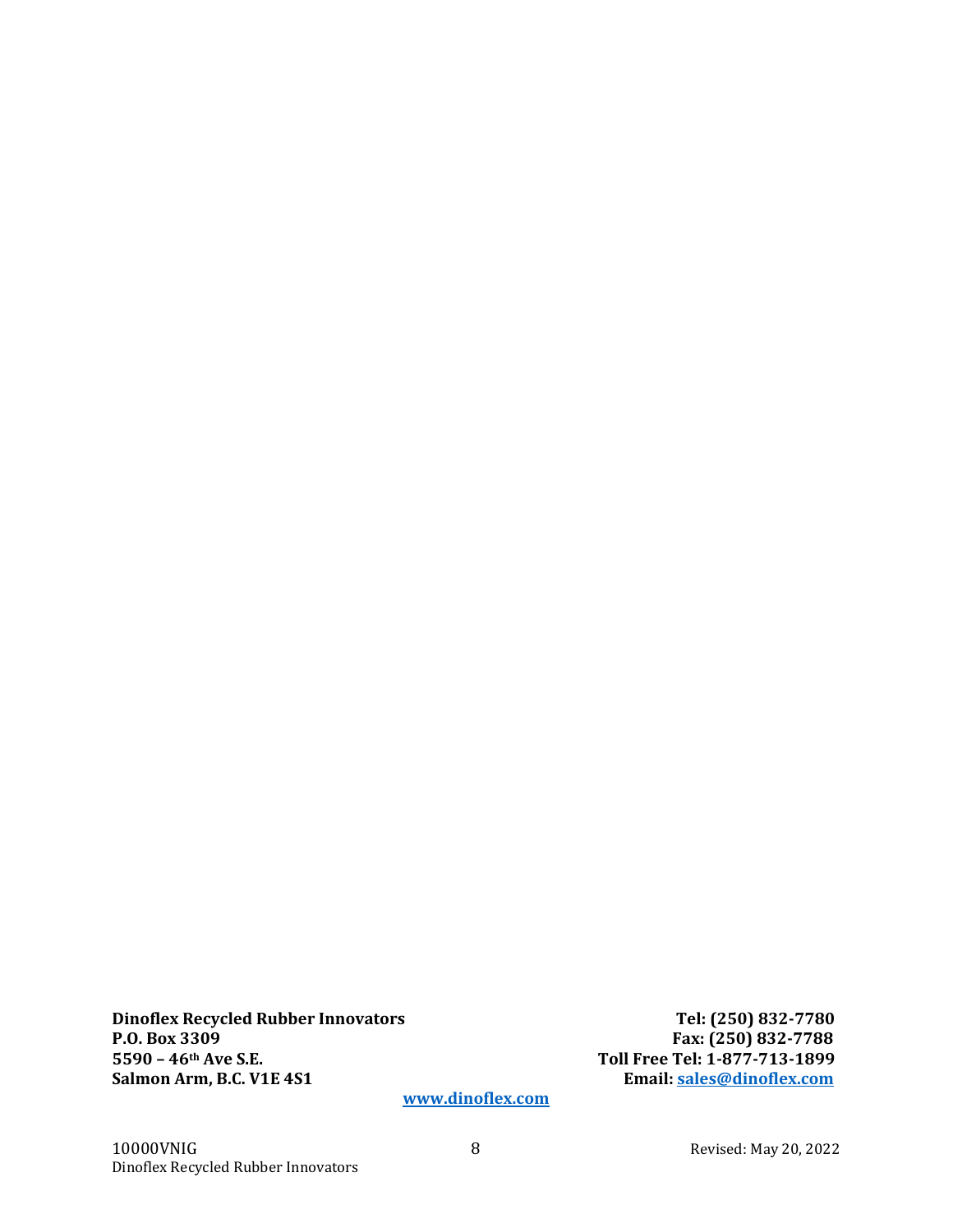**Dinoflex Recycled Rubber Innovators**
**P.O. Box 3309**
**5590 – 46th Ave S.E.**
**Salmon Arm, B.C. V1E 4S1**

**Tel: (250) 832-7780**
**Fax: (250) 832-7788**
**Toll Free Tel: 1-877-713-1899**
**Email: sales@dinoflex.com**

**www.dinoflex.com**